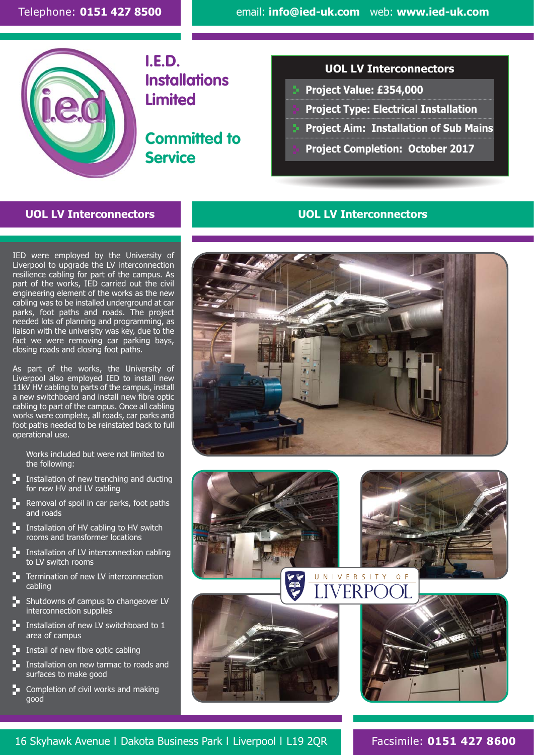Telephone: **0151 427 8500**

email: **info@ied-uk.com** web: **www.ied-uk.com**

# I.E.D. Installations Limited

## Committed to Service

### UOL LV Interconnectors

- **Project Value: £354,000**
- **Project Type: Electrical Installation**
- **Project Aim: Installation of Sub Mains**
- **Project Completion: October 2017**

## UOL LV Interconnectors

IED were employed by the University of Liverpool to upgrade the LV interconnection resilience cabling for part of the campus. As part of the works, IED carried out the civil engineering element of the works as the new cabling was to be installed underground at car parks, foot paths and roads. The project needed lots of planning and programming, as liaison with the university was key, due to the fact we were removing car parking bays, closing roads and closing foot paths.

As part of the works, the University of Liverpool also employed IED to install new 11kV HV cabling to parts of the campus, install a new switchboard and install new fibre optic cabling to part of the campus. Once all cabling works were complete, all roads, car parks and foot paths needed to be reinstated back to full operational use.

Works included but were not limited to the following:

- Installation of new trenching and ducting for new HV and LV cabling
- Removal of spoil in car parks, foot paths and roads
- Installation of HV cabling to HV switch rooms and transformer locations
- Installation of LV interconnection cabling to LV switch rooms
- Termination of new LV interconnection cabling
- Shutdowns of campus to changeover LV interconnection supplies
- Installation of new LV switchboard to 1 area of campus
- Install of new fibre optic cabling
- Installation on new tarmac to roads and surfaces to make good
- Completion of civil works and making good

## UOL LV Interconnectors

UNIVERSITY OF LIVERPOOL

16 Skyhawk Avenue | Dakota Business Park | Liverpool | L19 2QR

Facsimile: **0151 427 8600**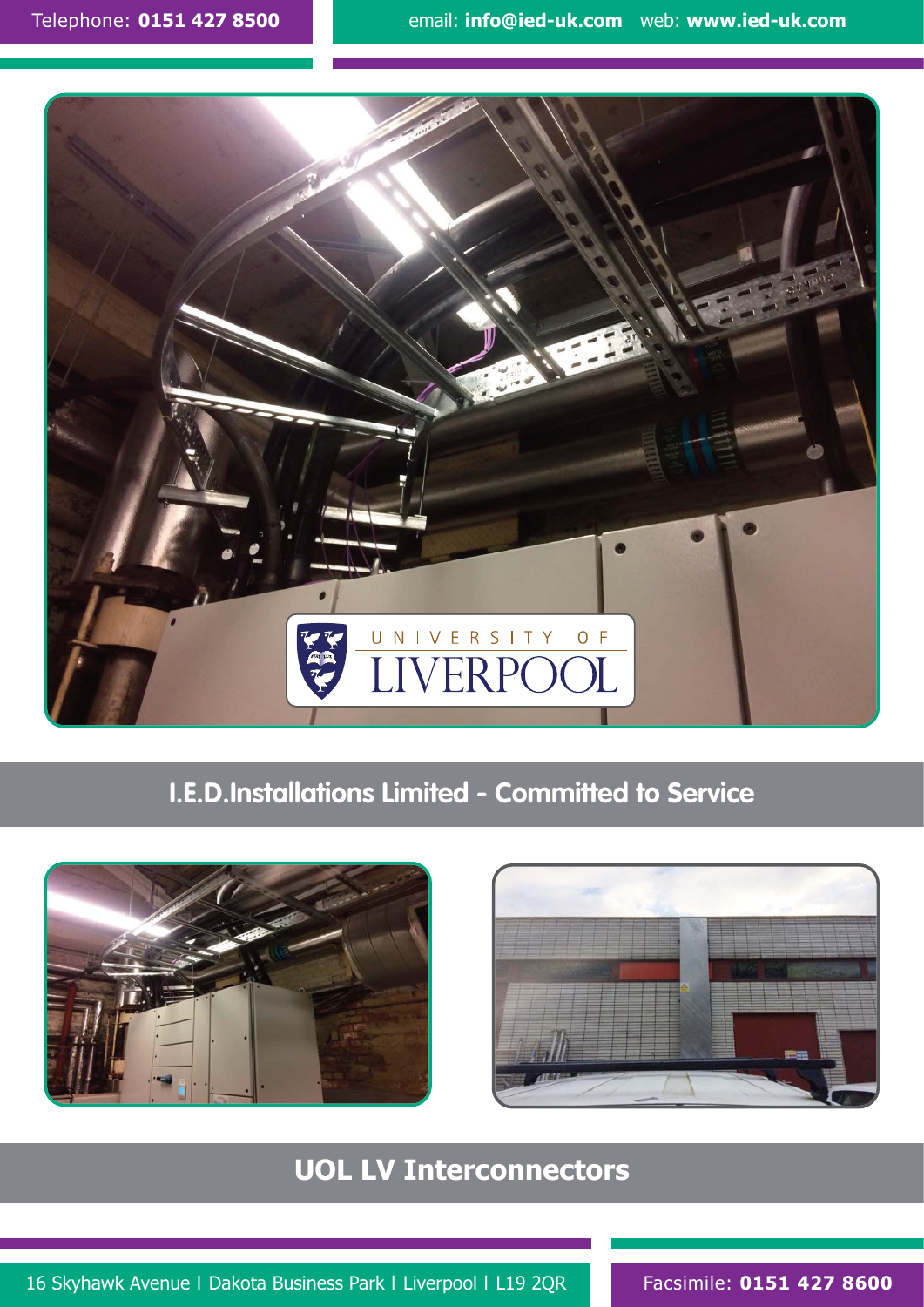## I.E.D.Installations Limited - Committed to Service

## UOL LV Interconnectors